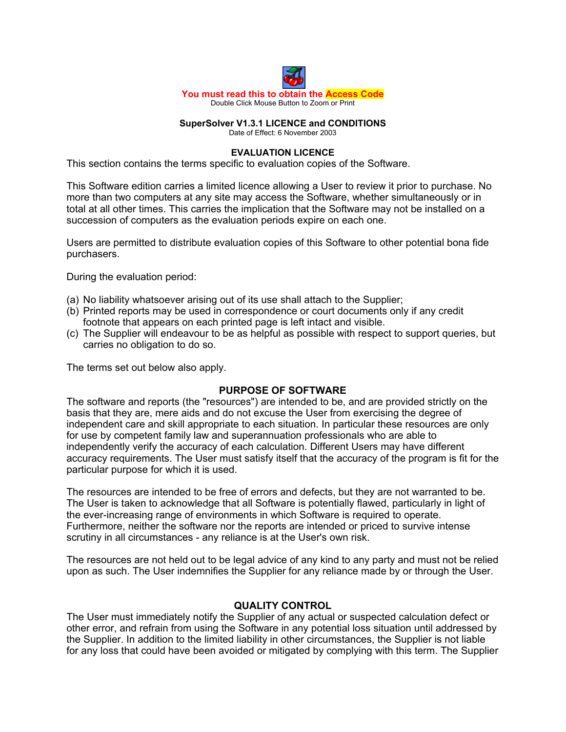**You must read this to obtain the Access Code**

Double Click Mouse Button to Zoom or Print

## SuperSolver V1.3.1 LICENCE and CONDITIONS

Date of Effect: 6 November 2003

### EVALUATION LICENCE

This section contains the terms specific to evaluation copies of the Software.

This Software edition carries a limited licence allowing a User to review it prior to purchase. No more than two computers at any site may access the Software, whether simultaneously or in total at all other times. This carries the implication that the Software may not be installed on a succession of computers as the evaluation periods expire on each one.

Users are permitted to distribute evaluation copies of this Software to other potential bona fide purchasers.

During the evaluation period:

(a) No liability whatsoever arising out of its use shall attach to the Supplier;
(b) Printed reports may be used in correspondence or court documents only if any credit footnote that appears on each printed page is left intact and visible.
(c) The Supplier will endeavour to be as helpful as possible with respect to support queries, but carries no obligation to do so.

The terms set out below also apply.

### PURPOSE OF SOFTWARE

The software and reports (the "resources") are intended to be, and are provided strictly on the basis that they are, mere aids and do not excuse the User from exercising the degree of independent care and skill appropriate to each situation. In particular these resources are only for use by competent family law and superannuation professionals who are able to independently verify the accuracy of each calculation. Different Users may have different accuracy requirements. The User must satisfy itself that the accuracy of the program is fit for the particular purpose for which it is used.

The resources are intended to be free of errors and defects, but they are not warranted to be. The User is taken to acknowledge that all Software is potentially flawed, particularly in light of the ever-increasing range of environments in which Software is required to operate. Furthermore, neither the software nor the reports are intended or priced to survive intense scrutiny in all circumstances - any reliance is at the User's own risk.

The resources are not held out to be legal advice of any kind to any party and must not be relied upon as such. The User indemnifies the Supplier for any reliance made by or through the User.

### QUALITY CONTROL

The User must immediately notify the Supplier of any actual or suspected calculation defect or other error, and refrain from using the Software in any potential loss situation until addressed by the Supplier. In addition to the limited liability in other circumstances, the Supplier is not liable for any loss that could have been avoided or mitigated by complying with this term. The Supplier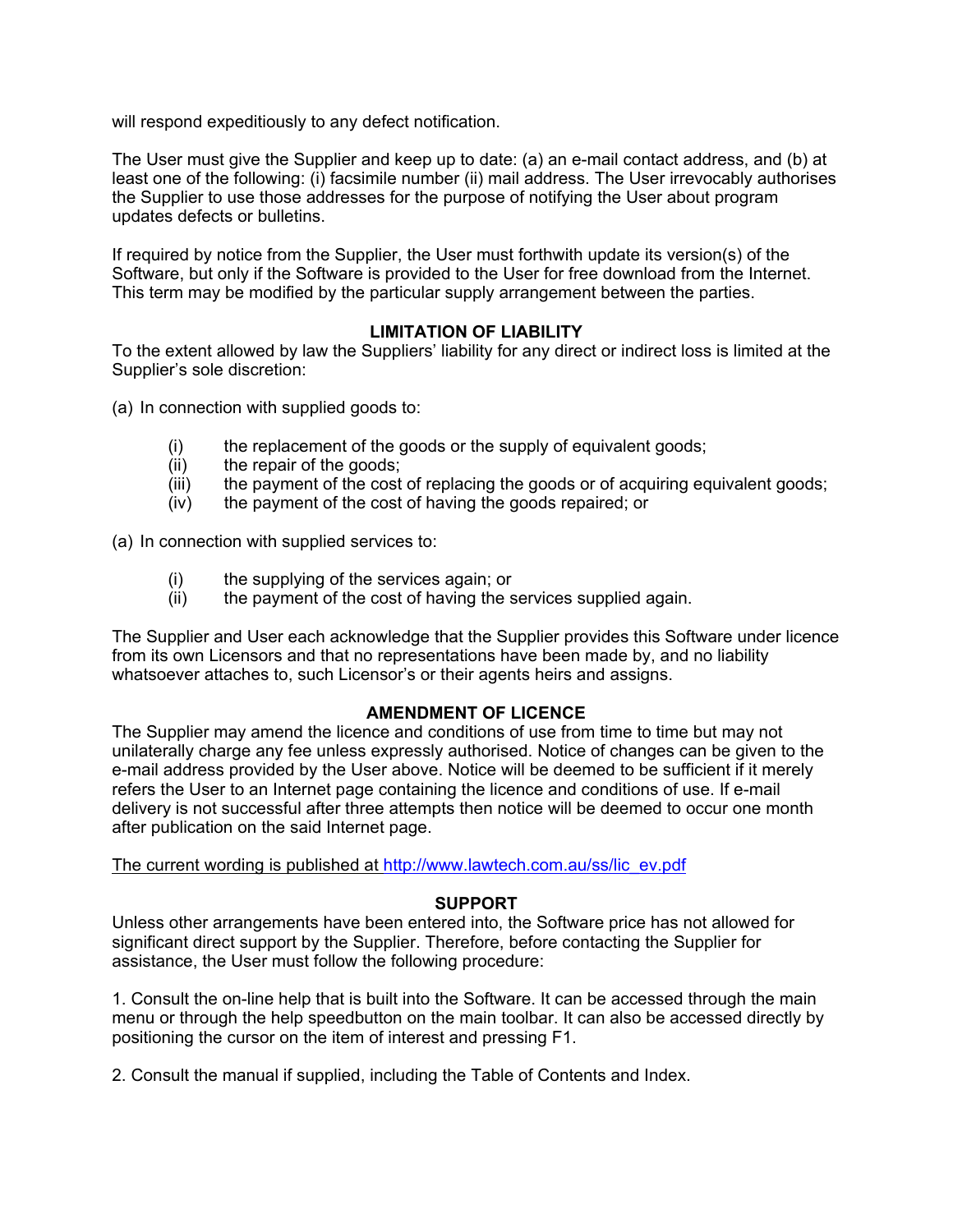will respond expeditiously to any defect notification.

The User must give the Supplier and keep up to date: (a) an e-mail contact address, and (b) at least one of the following: (i) facsimile number (ii) mail address. The User irrevocably authorises the Supplier to use those addresses for the purpose of notifying the User about program updates defects or bulletins.

If required by notice from the Supplier, the User must forthwith update its version(s) of the Software, but only if the Software is provided to the User for free download from the Internet. This term may be modified by the particular supply arrangement between the parties.

## LIMITATION OF LIABILITY

To the extent allowed by law the Suppliers' liability for any direct or indirect loss is limited at the Supplier's sole discretion:

(a) In connection with supplied goods to:

- (i) the replacement of the goods or the supply of equivalent goods;
- (ii) the repair of the goods;
- (iii) the payment of the cost of replacing the goods or of acquiring equivalent goods;
- (iv) the payment of the cost of having the goods repaired; or

(a) In connection with supplied services to:

- (i) the supplying of the services again; or
- (ii) the payment of the cost of having the services supplied again.

The Supplier and User each acknowledge that the Supplier provides this Software under licence from its own Licensors and that no representations have been made by, and no liability whatsoever attaches to, such Licensor's or their agents heirs and assigns.

## AMENDMENT OF LICENCE

The Supplier may amend the licence and conditions of use from time to time but may not unilaterally charge any fee unless expressly authorised. Notice of changes can be given to the e-mail address provided by the User above. Notice will be deemed to be sufficient if it merely refers the User to an Internet page containing the licence and conditions of use. If e-mail delivery is not successful after three attempts then notice will be deemed to occur one month after publication on the said Internet page.

The current wording is published at http://www.lawtech.com.au/ss/lic_ev.pdf

## SUPPORT

Unless other arrangements have been entered into, the Software price has not allowed for significant direct support by the Supplier. Therefore, before contacting the Supplier for assistance, the User must follow the following procedure:

1. Consult the on-line help that is built into the Software. It can be accessed through the main menu or through the help speedbutton on the main toolbar. It can also be accessed directly by positioning the cursor on the item of interest and pressing F1.

2. Consult the manual if supplied, including the Table of Contents and Index.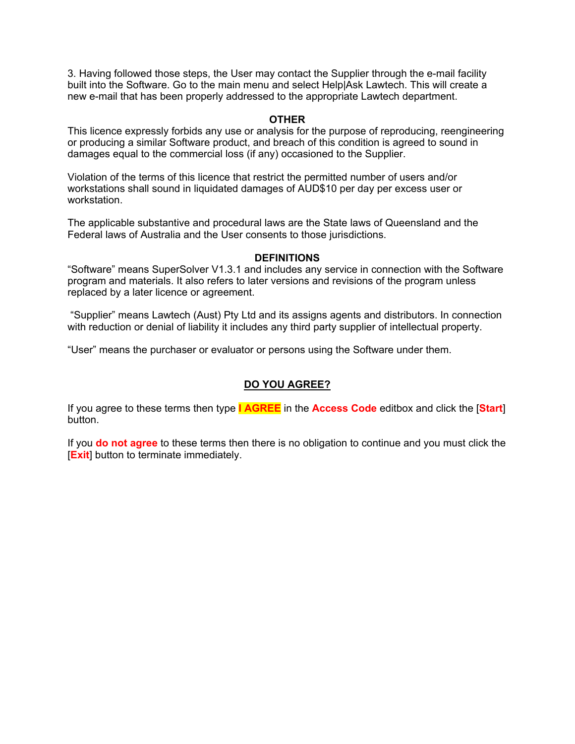3. Having followed those steps, the User may contact the Supplier through the e-mail facility built into the Software. Go to the main menu and select Help|Ask Lawtech. This will create a new e-mail that has been properly addressed to the appropriate Lawtech department.

## OTHER

This licence expressly forbids any use or analysis for the purpose of reproducing, reengineering or producing a similar Software product, and breach of this condition is agreed to sound in damages equal to the commercial loss (if any) occasioned to the Supplier.

Violation of the terms of this licence that restrict the permitted number of users and/or workstations shall sound in liquidated damages of AUD$10 per day per excess user or workstation.

The applicable substantive and procedural laws are the State laws of Queensland and the Federal laws of Australia and the User consents to those jurisdictions.

## DEFINITIONS

"Software" means SuperSolver V1.3.1 and includes any service in connection with the Software program and materials. It also refers to later versions and revisions of the program unless replaced by a later licence or agreement.

"Supplier" means Lawtech (Aust) Pty Ltd and its assigns agents and distributors. In connection with reduction or denial of liability it includes any third party supplier of intellectual property.

"User" means the purchaser or evaluator or persons using the Software under them.

## DO YOU AGREE?

If you agree to these terms then type **I AGREE** in the **Access Code** editbox and click the [**Start**] button.

If you **do not agree** to these terms then there is no obligation to continue and you must click the [**Exit**] button to terminate immediately.